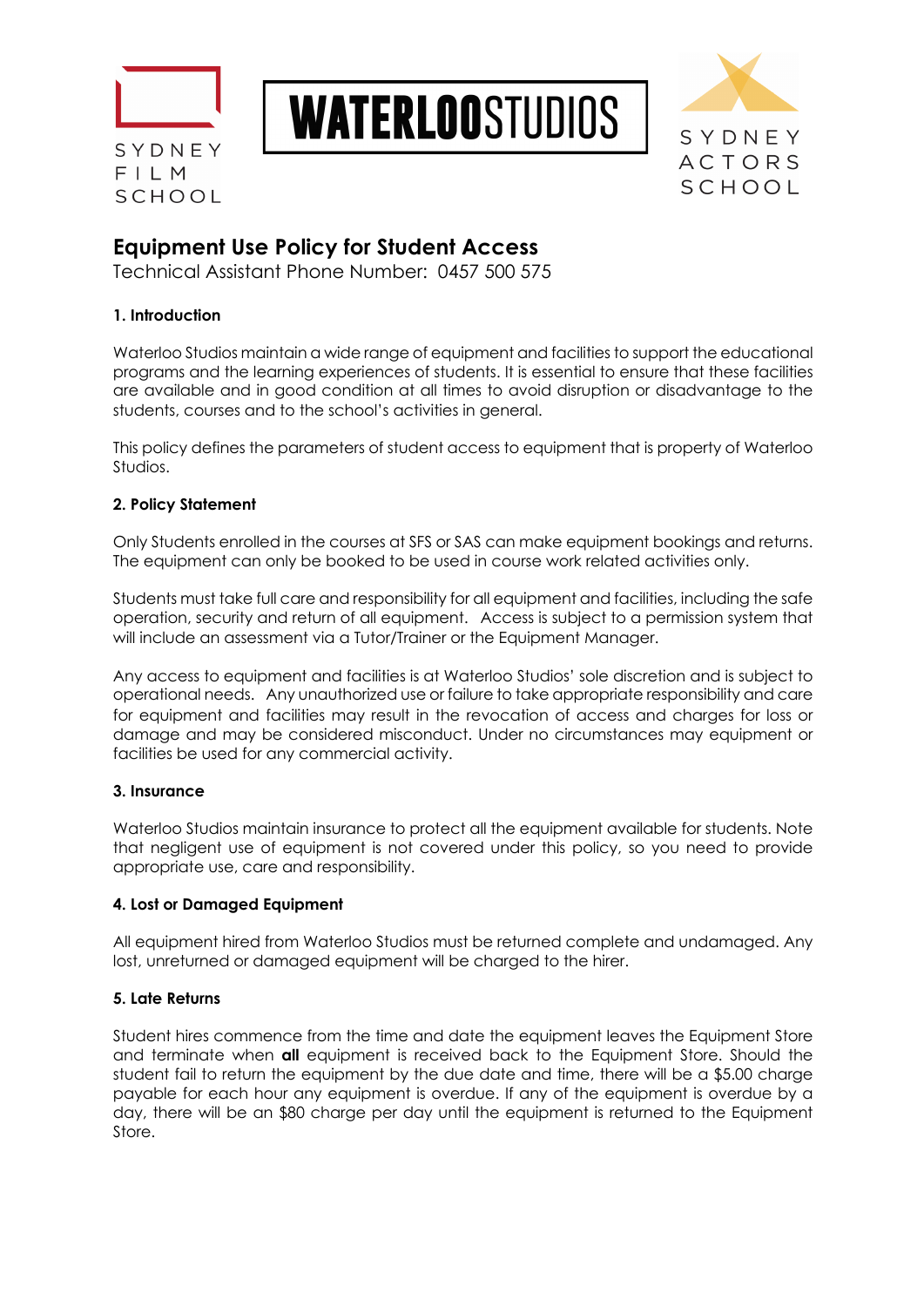SYDNEY FILM SCHOOL

**WATERLOO**STUDIOS

SYDNEY ACTORS SCHOOL

# Equipment Use Policy for Student Access

Technical Assistant Phone Number: 0457 500 575

### 1. Introduction

Waterloo Studios maintain a wide range of equipment and facilities to support the educational programs and the learning experiences of students. It is essential to ensure that these facilities are available and in good condition at all times to avoid disruption or disadvantage to the students, courses and to the school's activities in general.

This policy defines the parameters of student access to equipment that is property of Waterloo Studios.

### 2. Policy Statement

Only Students enrolled in the courses at SFS or SAS can make equipment bookings and returns. The equipment can only be booked to be used in course work related activities only.

Students must take full care and responsibility for all equipment and facilities, including the safe operation, security and return of all equipment. Access is subject to a permission system that will include an assessment via a Tutor/Trainer or the Equipment Manager.

Any access to equipment and facilities is at Waterloo Studios' sole discretion and is subject to operational needs. Any unauthorized use or failure to take appropriate responsibility and care for equipment and facilities may result in the revocation of access and charges for loss or damage and may be considered misconduct. Under no circumstances may equipment or facilities be used for any commercial activity.

### 3. Insurance

Waterloo Studios maintain insurance to protect all the equipment available for students. Note that negligent use of equipment is not covered under this policy, so you need to provide appropriate use, care and responsibility.

### 4. Lost or Damaged Equipment

All equipment hired from Waterloo Studios must be returned complete and undamaged. Any lost, unreturned or damaged equipment will be charged to the hirer.

### 5. Late Returns

Student hires commence from the time and date the equipment leaves the Equipment Store and terminate when **all** equipment is received back to the Equipment Store. Should the student fail to return the equipment by the due date and time, there will be a $5.00 charge payable for each hour any equipment is overdue. If any of the equipment is overdue by a day, there will be an $80 charge per day until the equipment is returned to the Equipment Store.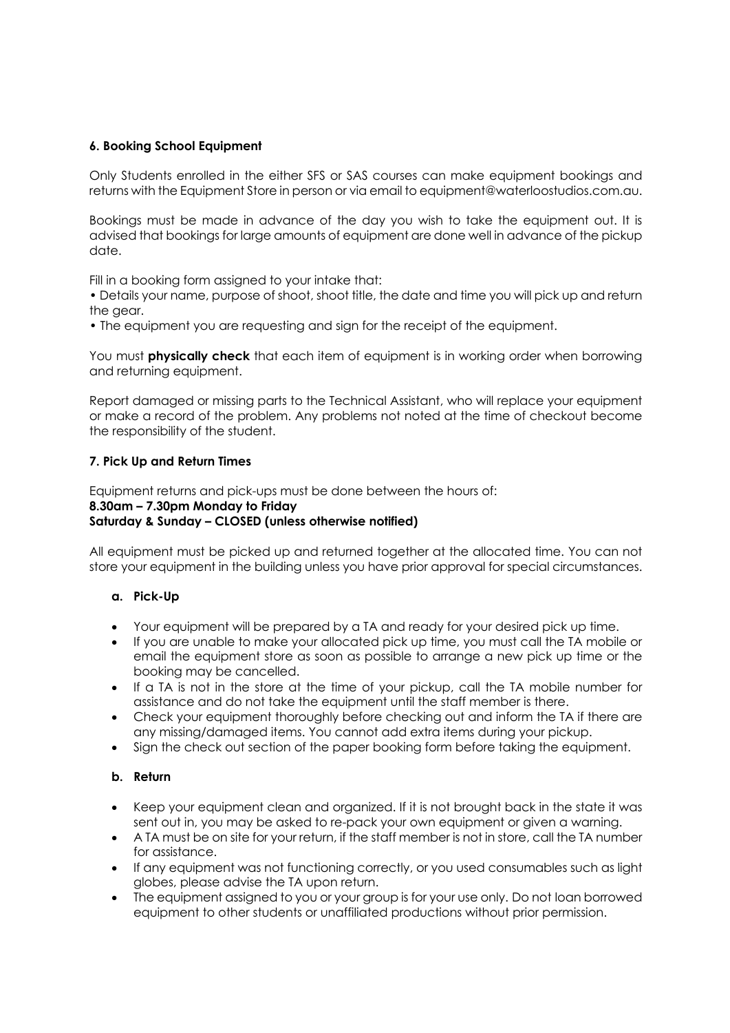### 6. Booking School Equipment

Only Students enrolled in the either SFS or SAS courses can make equipment bookings and returns with the Equipment Store in person or via email to equipment@waterloostudios.com.au.

Bookings must be made in advance of the day you wish to take the equipment out. It is advised that bookings for large amounts of equipment are done well in advance of the pickup date.

Fill in a booking form assigned to your intake that:

• Details your name, purpose of shoot, shoot title, the date and time you will pick up and return the gear.

• The equipment you are requesting and sign for the receipt of the equipment.

You must **physically check** that each item of equipment is in working order when borrowing and returning equipment.

Report damaged or missing parts to the Technical Assistant, who will replace your equipment or make a record of the problem. Any problems not noted at the time of checkout become the responsibility of the student.

### 7. Pick Up and Return Times

Equipment returns and pick-ups must be done between the hours of:
**8.30am – 7.30pm Monday to Friday**
**Saturday & Sunday – CLOSED (unless otherwise notified)**

All equipment must be picked up and returned together at the allocated time. You can not store your equipment in the building unless you have prior approval for special circumstances.

#### a. Pick-Up

- Your equipment will be prepared by a TA and ready for your desired pick up time.
- If you are unable to make your allocated pick up time, you must call the TA mobile or email the equipment store as soon as possible to arrange a new pick up time or the booking may be cancelled.
- If a TA is not in the store at the time of your pickup, call the TA mobile number for assistance and do not take the equipment until the staff member is there.
- Check your equipment thoroughly before checking out and inform the TA if there are any missing/damaged items. You cannot add extra items during your pickup.
- Sign the check out section of the paper booking form before taking the equipment.

#### b. Return

- Keep your equipment clean and organized. If it is not brought back in the state it was sent out in, you may be asked to re-pack your own equipment or given a warning.
- A TA must be on site for your return, if the staff member is not in store, call the TA number for assistance.
- If any equipment was not functioning correctly, or you used consumables such as light globes, please advise the TA upon return.
- The equipment assigned to you or your group is for your use only. Do not loan borrowed equipment to other students or unaffiliated productions without prior permission.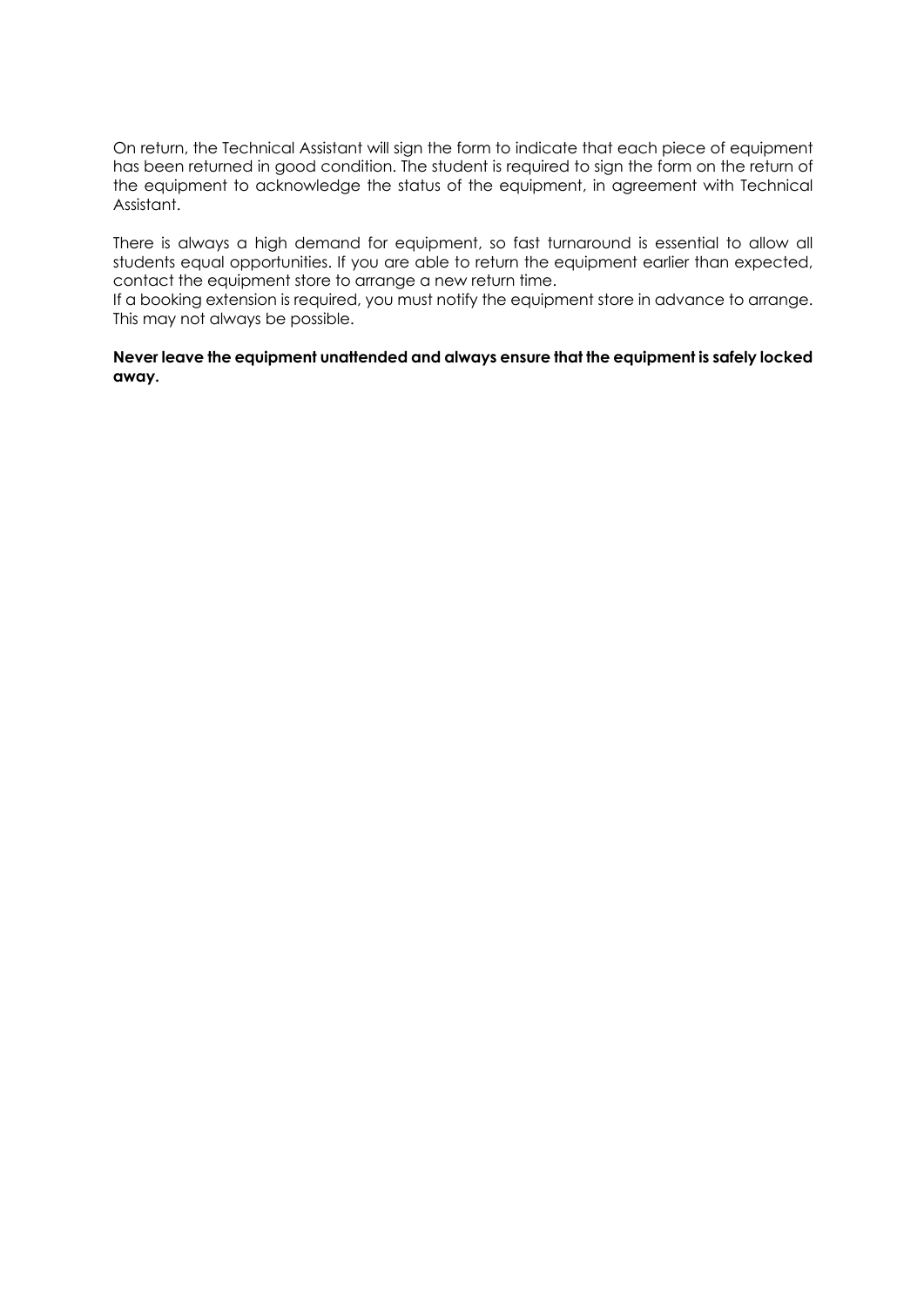On return, the Technical Assistant will sign the form to indicate that each piece of equipment has been returned in good condition. The student is required to sign the form on the return of the equipment to acknowledge the status of the equipment, in agreement with Technical Assistant.

There is always a high demand for equipment, so fast turnaround is essential to allow all students equal opportunities. If you are able to return the equipment earlier than expected, contact the equipment store to arrange a new return time.
If a booking extension is required, you must notify the equipment store in advance to arrange. This may not always be possible.

**Never leave the equipment unattended and always ensure that the equipment is safely locked away.**